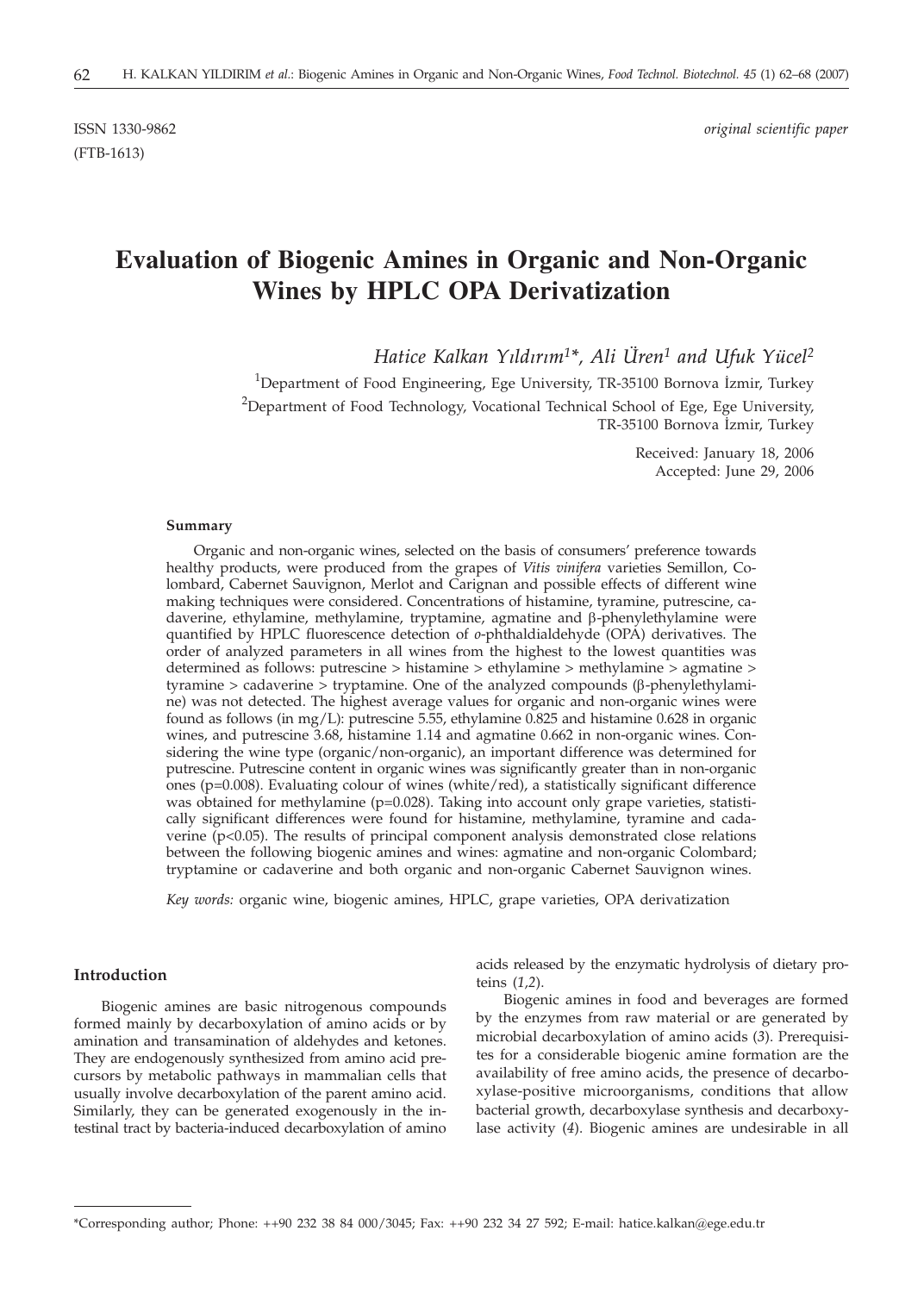ISSN 1330-9862 *original scientific paper*
(FTB-1613)

# Evaluation of Biogenic Amines in Organic and Non-Organic Wines by HPLC OPA Derivatization

*Hatice Kalkan Yıldırım[1]\*, Ali Üren[1] and Ufuk Yücel[2]*

[1]Department of Food Engineering, Ege University, TR-35100 Bornova İzmir, Turkey

[2]Department of Food Technology, Vocational Technical School of Ege, Ege University, TR-35100 Bornova İzmir, Turkey

Received: January 18, 2006
Accepted: June 29, 2006

#### Summary

Organic and non-organic wines, selected on the basis of consumers' preference towards healthy products, were produced from the grapes of *Vitis vinifera* varieties Semillon, Colombard, Cabernet Sauvignon, Merlot and Carignan and possible effects of different wine making techniques were considered. Concentrations of histamine, tyramine, putrescine, cadaverine, ethylamine, methylamine, tryptamine, agmatine and β-phenylethylamine were quantified by HPLC fluorescence detection of *o*-phthaldialdehyde (OPA) derivatives. The order of analyzed parameters in all wines from the highest to the lowest quantities was determined as follows: putrescine > histamine > ethylamine > methylamine > agmatine > tyramine > cadaverine > tryptamine. One of the analyzed compounds (β-phenylethylamine) was not detected. The highest average values for organic and non-organic wines were found as follows (in mg/L): putrescine 5.55, ethylamine 0.825 and histamine 0.628 in organic wines, and putrescine 3.68, histamine 1.14 and agmatine 0.662 in non-organic wines. Considering the wine type (organic/non-organic), an important difference was determined for putrescine. Putrescine content in organic wines was significantly greater than in non-organic ones ($p=0.008$). Evaluating colour of wines (white/red), a statistically significant difference was obtained for methylamine ($p=0.028$). Taking into account only grape varieties, statistically significant differences were found for histamine, methylamine, tyramine and cadaverine ($p<0.05$). The results of principal component analysis demonstrated close relations between the following biogenic amines and wines: agmatine and non-organic Colombard; tryptamine or cadaverine and both organic and non-organic Cabernet Sauvignon wines.

*Key words:* organic wine, biogenic amines, HPLC, grape varieties, OPA derivatization

#### Introduction

Biogenic amines are basic nitrogenous compounds formed mainly by decarboxylation of amino acids or by amination and transamination of aldehydes and ketones. They are endogenously synthesized from amino acid precursors by metabolic pathways in mammalian cells that usually involve decarboxylation of the parent amino acid. Similarly, they can be generated exogenously in the intestinal tract by bacteria-induced decarboxylation of amino acids released by the enzymatic hydrolysis of dietary proteins (*1,2*).

Biogenic amines in food and beverages are formed by the enzymes from raw material or are generated by microbial decarboxylation of amino acids (*3*). Prerequisites for a considerable biogenic amine formation are the availability of free amino acids, the presence of decarboxylase-positive microorganisms, conditions that allow bacterial growth, decarboxylase synthesis and decarboxylase activity (*4*). Biogenic amines are undesirable in all

\*Corresponding author; Phone: ++90 232 38 84 000/3045; Fax: ++90 232 34 27 592; E-mail: hatice.kalkan@ege.edu.tr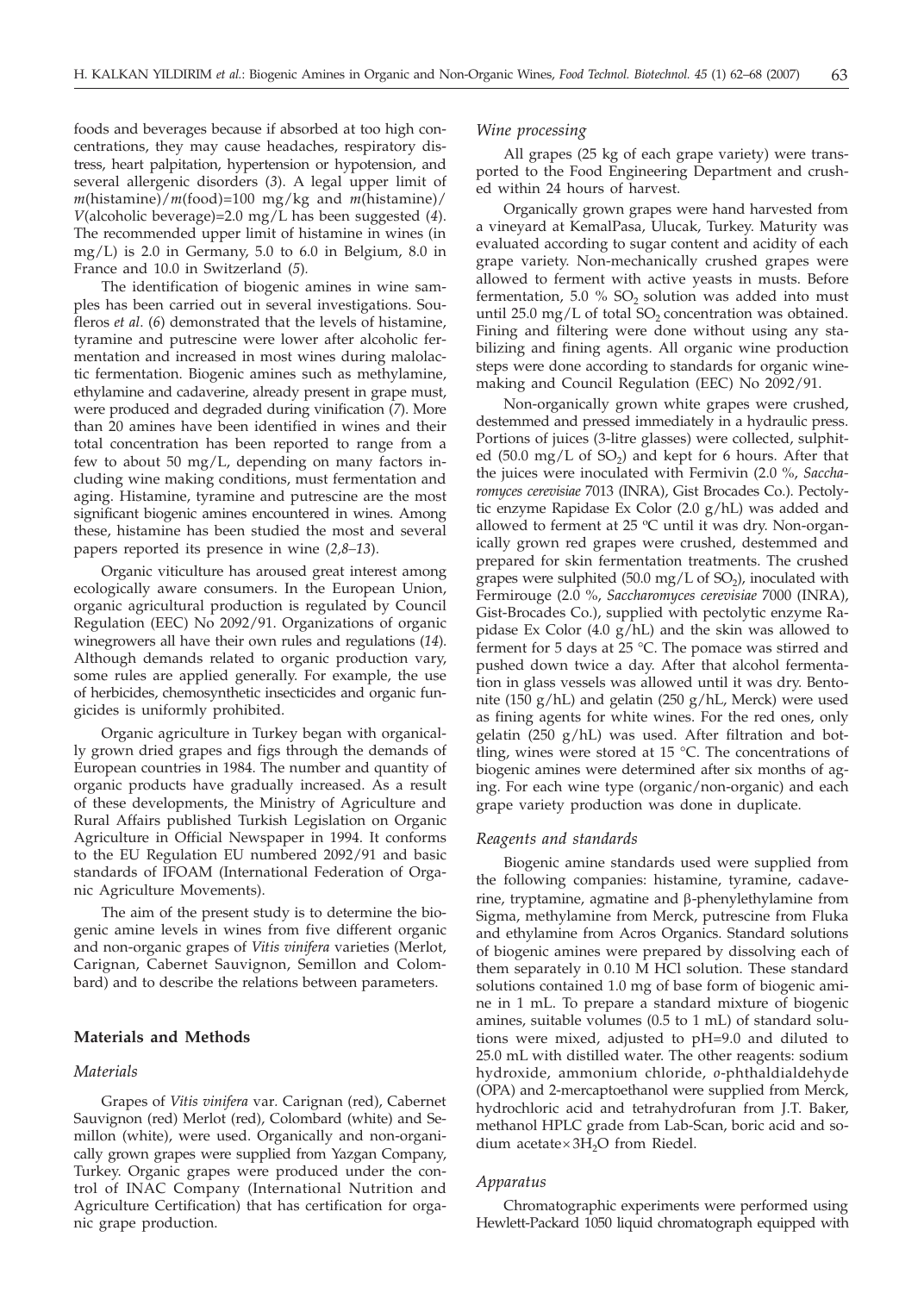foods and beverages because if absorbed at too high concentrations, they may cause headaches, respiratory distress, heart palpitation, hypertension or hypotension, and several allergenic disorders (*3*). A legal upper limit of $m$(histamine)/$m$(food)=100 mg/kg and $m$(histamine)/$V$(alcoholic beverage)=2.0 mg/L has been suggested (*4*). The recommended upper limit of histamine in wines (in mg/L) is 2.0 in Germany, 5.0 to 6.0 in Belgium, 8.0 in France and 10.0 in Switzerland (*5*).

The identification of biogenic amines in wine samples has been carried out in several investigations. Soufleros *et al*. (*6*) demonstrated that the levels of histamine, tyramine and putrescine were lower after alcoholic fermentation and increased in most wines during malolactic fermentation. Biogenic amines such as methylamine, ethylamine and cadaverine, already present in grape must, were produced and degraded during vinification (*7*). More than 20 amines have been identified in wines and their total concentration has been reported to range from a few to about 50 mg/L, depending on many factors including wine making conditions, must fermentation and aging. Histamine, tyramine and putrescine are the most significant biogenic amines encountered in wines. Among these, histamine has been studied the most and several papers reported its presence in wine (*2,8–13*).

Organic viticulture has aroused great interest among ecologically aware consumers. In the European Union, organic agricultural production is regulated by Council Regulation (EEC) No 2092/91. Organizations of organic winegrowers all have their own rules and regulations (*14*). Although demands related to organic production vary, some rules are applied generally. For example, the use of herbicides, chemosynthetic insecticides and organic fungicides is uniformly prohibited.

Organic agriculture in Turkey began with organically grown dried grapes and figs through the demands of European countries in 1984. The number and quantity of organic products have gradually increased. As a result of these developments, the Ministry of Agriculture and Rural Affairs published Turkish Legislation on Organic Agriculture in Official Newspaper in 1994. It conforms to the EU Regulation EU numbered 2092/91 and basic standards of IFOAM (International Federation of Organic Agriculture Movements).

The aim of the present study is to determine the biogenic amine levels in wines from five different organic and non-organic grapes of *Vitis vinifera* varieties (Merlot, Carignan, Cabernet Sauvignon, Semillon and Colombard) and to describe the relations between parameters.

## Materials and Methods

### *Materials*

Grapes of *Vitis vinifera* var. Carignan (red), Cabernet Sauvignon (red) Merlot (red), Colombard (white) and Semillon (white), were used. Organically and non-organically grown grapes were supplied from Yazgan Company, Turkey. Organic grapes were produced under the control of INAC Company (International Nutrition and Agriculture Certification) that has certification for organic grape production.

### *Wine processing*

All grapes (25 kg of each grape variety) were transported to the Food Engineering Department and crushed within 24 hours of harvest.

Organically grown grapes were hand harvested from a vineyard at KemalPasa, Ulucak, Turkey. Maturity was evaluated according to sugar content and acidity of each grape variety. Non-mechanically crushed grapes were allowed to ferment with active yeasts in musts. Before fermentation, 5.0 % $SO_2$ solution was added into must until 25.0 mg/L of total $SO_2$ concentration was obtained. Fining and filtering were done without using any stabilizing and fining agents. All organic wine production steps were done according to standards for organic winemaking and Council Regulation (EEC) No 2092/91.

Non-organically grown white grapes were crushed, destemmed and pressed immediately in a hydraulic press. Portions of juices (3-litre glasses) were collected, sulphited (50.0 mg/L of $SO_2$) and kept for 6 hours. After that the juices were inoculated with Fermivin (2.0 %, *Saccharomyces cerevisiae* 7013 (INRA), Gist Brocades Co.). Pectolytic enzyme Rapidase Ex Color (2.0 g/hL) was added and allowed to ferment at 25 °C until it was dry. Non-organically grown red grapes were crushed, destemmed and prepared for skin fermentation treatments. The crushed grapes were sulphited (50.0 mg/L of $SO_2$), inoculated with Fermirouge (2.0 %, *Saccharomyces cerevisiae* 7000 (INRA), Gist-Brocades Co.), supplied with pectolytic enzyme Rapidase Ex Color (4.0 g/hL) and the skin was allowed to ferment for 5 days at 25 °C. The pomace was stirred and pushed down twice a day. After that alcohol fermentation in glass vessels was allowed until it was dry. Bentonite (150 g/hL) and gelatin (250 g/hL, Merck) were used as fining agents for white wines. For the red ones, only gelatin (250 g/hL) was used. After filtration and bottling, wines were stored at 15 °C. The concentrations of biogenic amines were determined after six months of aging. For each wine type (organic/non-organic) and each grape variety production was done in duplicate.

### *Reagents and standards*

Biogenic amine standards used were supplied from the following companies: histamine, tyramine, cadaverine, tryptamine, agmatine and β-phenylethylamine from Sigma, methylamine from Merck, putrescine from Fluka and ethylamine from Acros Organics. Standard solutions of biogenic amines were prepared by dissolving each of them separately in 0.10 M HCl solution. These standard solutions contained 1.0 mg of base form of biogenic amine in 1 mL. To prepare a standard mixture of biogenic amines, suitable volumes (0.5 to 1 mL) of standard solutions were mixed, adjusted to pH=9.0 and diluted to 25.0 mL with distilled water. The other reagents: sodium hydroxide, ammonium chloride, *o*-phthaldialdehyde (OPA) and 2-mercaptoethanol were supplied from Merck, hydrochloric acid and tetrahydrofuran from J.T. Baker, methanol HPLC grade from Lab-Scan, boric acid and sodium acetate×$3H_2O$ from Riedel.

### *Apparatus*

Chromatographic experiments were performed using Hewlett-Packard 1050 liquid chromatograph equipped with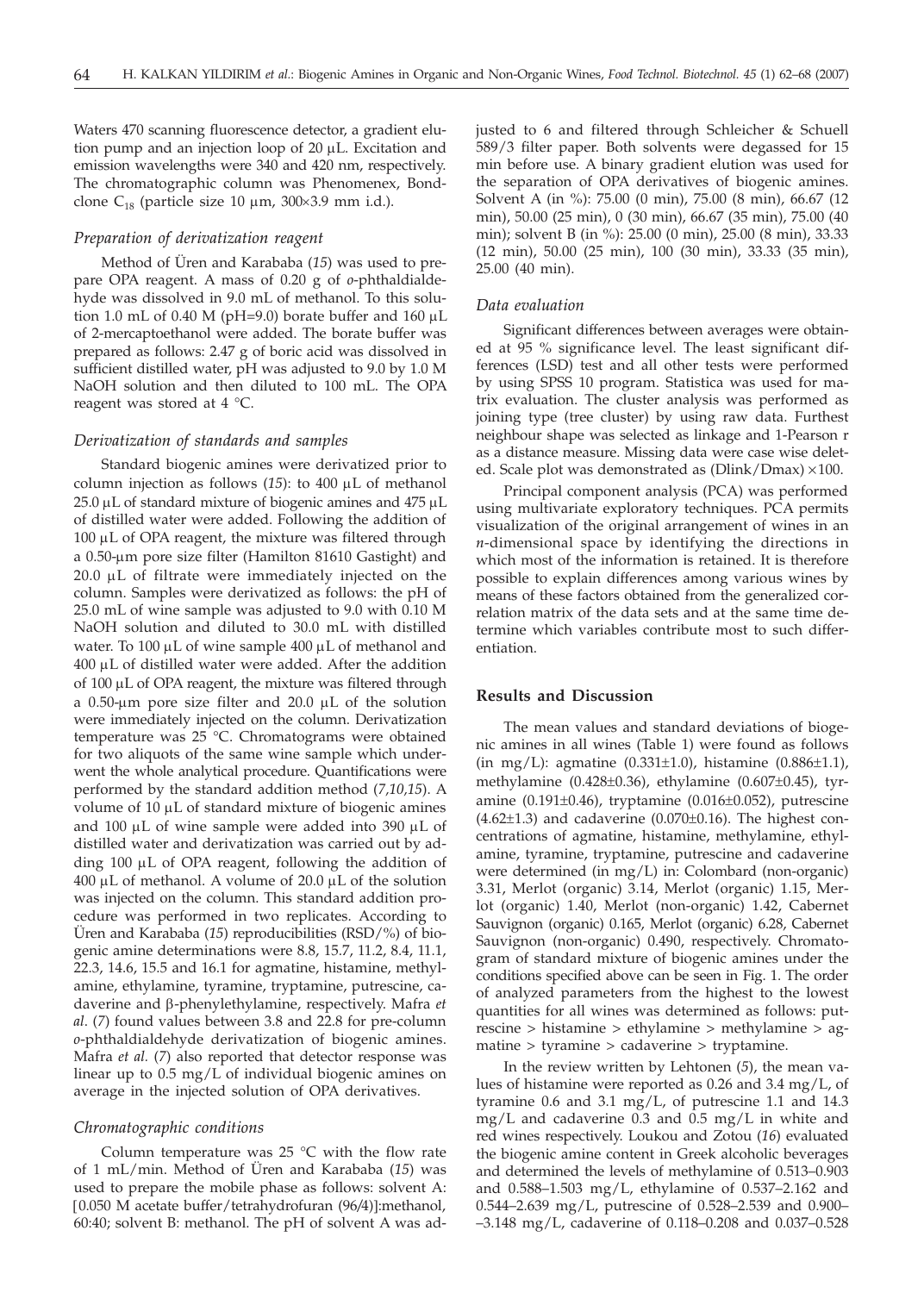Waters 470 scanning fluorescence detector, a gradient elution pump and an injection loop of 20 μL. Excitation and emission wavelengths were 340 and 420 nm, respectively. The chromatographic column was Phenomenex, Bondclone $C_{18}$ (particle size 10 μm, 300×3.9 mm i.d.).

### *Preparation of derivatization reagent*

Method of Üren and Karababa (*15*) was used to prepare OPA reagent. A mass of 0.20 g of *o*-phthaldialdehyde was dissolved in 9.0 mL of methanol. To this solution 1.0 mL of 0.40 M (pH=9.0) borate buffer and 160 μL of 2-mercaptoethanol were added. The borate buffer was prepared as follows: 2.47 g of boric acid was dissolved in sufficient distilled water, pH was adjusted to 9.0 by 1.0 M NaOH solution and then diluted to 100 mL. The OPA reagent was stored at 4 °C.

### *Derivatization of standards and samples*

Standard biogenic amines were derivatized prior to column injection as follows (*15*): to 400 μL of methanol 25.0 μL of standard mixture of biogenic amines and 475 μL of distilled water were added. Following the addition of 100 μL of OPA reagent, the mixture was filtered through a 0.50-μm pore size filter (Hamilton 81610 Gastight) and 20.0 μL of filtrate were immediately injected on the column. Samples were derivatized as follows: the pH of 25.0 mL of wine sample was adjusted to 9.0 with 0.10 M NaOH solution and diluted to 30.0 mL with distilled water. To 100 μL of wine sample 400 μL of methanol and 400 μL of distilled water were added. After the addition of 100 μL of OPA reagent, the mixture was filtered through a 0.50-μm pore size filter and 20.0 μL of the solution were immediately injected on the column. Derivatization temperature was 25 °C. Chromatograms were obtained for two aliquots of the same wine sample which underwent the whole analytical procedure. Quantifications were performed by the standard addition method (*7,10,15*). A volume of 10 μL of standard mixture of biogenic amines and 100 μL of wine sample were added into 390 μL of distilled water and derivatization was carried out by adding 100 μL of OPA reagent, following the addition of 400 μL of methanol. A volume of 20.0 μL of the solution was injected on the column. This standard addition procedure was performed in two replicates. According to Üren and Karababa (*15*) reproducibilities (RSD/%) of biogenic amine determinations were 8.8, 15.7, 11.2, 8.4, 11.1, 22.3, 14.6, 15.5 and 16.1 for agmatine, histamine, methylamine, ethylamine, tyramine, tryptamine, putrescine, cadaverine and β-phenylethylamine, respectively. Mafra *et al.* (*7*) found values between 3.8 and 22.8 for pre-column *o*-phthaldialdehyde derivatization of biogenic amines. Mafra *et al.* (*7*) also reported that detector response was linear up to 0.5 mg/L of individual biogenic amines on average in the injected solution of OPA derivatives.

### *Chromatographic conditions*

Column temperature was 25 °C with the flow rate of 1 mL/min. Method of Üren and Karababa (*15*) was used to prepare the mobile phase as follows: solvent A: [0.050 M acetate buffer/tetrahydrofuran (96/4)]:methanol, 60:40; solvent B: methanol. The pH of solvent A was adjusted to 6 and filtered through Schleicher & Schuell 589/3 filter paper. Both solvents were degassed for 15 min before use. A binary gradient elution was used for the separation of OPA derivatives of biogenic amines. Solvent A (in %): 75.00 (0 min), 75.00 (8 min), 66.67 (12 min), 50.00 (25 min), 0 (30 min), 66.67 (35 min), 75.00 (40 min); solvent B (in %): 25.00 (0 min), 25.00 (8 min), 33.33 (12 min), 50.00 (25 min), 100 (30 min), 33.33 (35 min), 25.00 (40 min).

### *Data evaluation*

Significant differences between averages were obtained at 95 % significance level. The least significant differences (LSD) test and all other tests were performed by using SPSS 10 program. Statistica was used for matrix evaluation. The cluster analysis was performed as joining type (tree cluster) by using raw data. Furthest neighbour shape was selected as linkage and 1-Pearson r as a distance measure. Missing data were case wise deleted. Scale plot was demonstrated as (Dlink/Dmax)×100.

Principal component analysis (PCA) was performed using multivariate exploratory techniques. PCA permits visualization of the original arrangement of wines in an *n*-dimensional space by identifying the directions in which most of the information is retained. It is therefore possible to explain differences among various wines by means of these factors obtained from the generalized correlation matrix of the data sets and at the same time determine which variables contribute most to such differentiation.

## Results and Discussion

The mean values and standard deviations of biogenic amines in all wines (Table 1) were found as follows (in mg/L): agmatine (0.331±1.0), histamine (0.886±1.1), methylamine (0.428±0.36), ethylamine (0.607±0.45), tyramine (0.191±0.46), tryptamine (0.016±0.052), putrescine (4.62±1.3) and cadaverine (0.070±0.16). The highest concentrations of agmatine, histamine, methylamine, ethylamine, tyramine, tryptamine, putrescine and cadaverine were determined (in mg/L) in: Colombard (non-organic) 3.31, Merlot (organic) 3.14, Merlot (organic) 1.15, Merlot (organic) 1.40, Merlot (non-organic) 1.42, Cabernet Sauvignon (organic) 0.165, Merlot (organic) 6.28, Cabernet Sauvignon (non-organic) 0.490, respectively. Chromatogram of standard mixture of biogenic amines under the conditions specified above can be seen in Fig. 1. The order of analyzed parameters from the highest to the lowest quantities for all wines was determined as follows: putrescine > histamine > ethylamine > methylamine > agmatine > tyramine > cadaverine > tryptamine.

In the review written by Lehtonen (*5*), the mean values of histamine were reported as 0.26 and 3.4 mg/L, of tyramine 0.6 and 3.1 mg/L, of putrescine 1.1 and 14.3 mg/L and cadaverine 0.3 and 0.5 mg/L in white and red wines respectively. Loukou and Zotou (*16*) evaluated the biogenic amine content in Greek alcoholic beverages and determined the levels of methylamine of 0.513–0.903 and 0.588–1.503 mg/L, ethylamine of 0.537–2.162 and 0.544–2.639 mg/L, putrescine of 0.528–2.539 and 0.900–3.148 mg/L, cadaverine of 0.118–0.208 and 0.037–0.528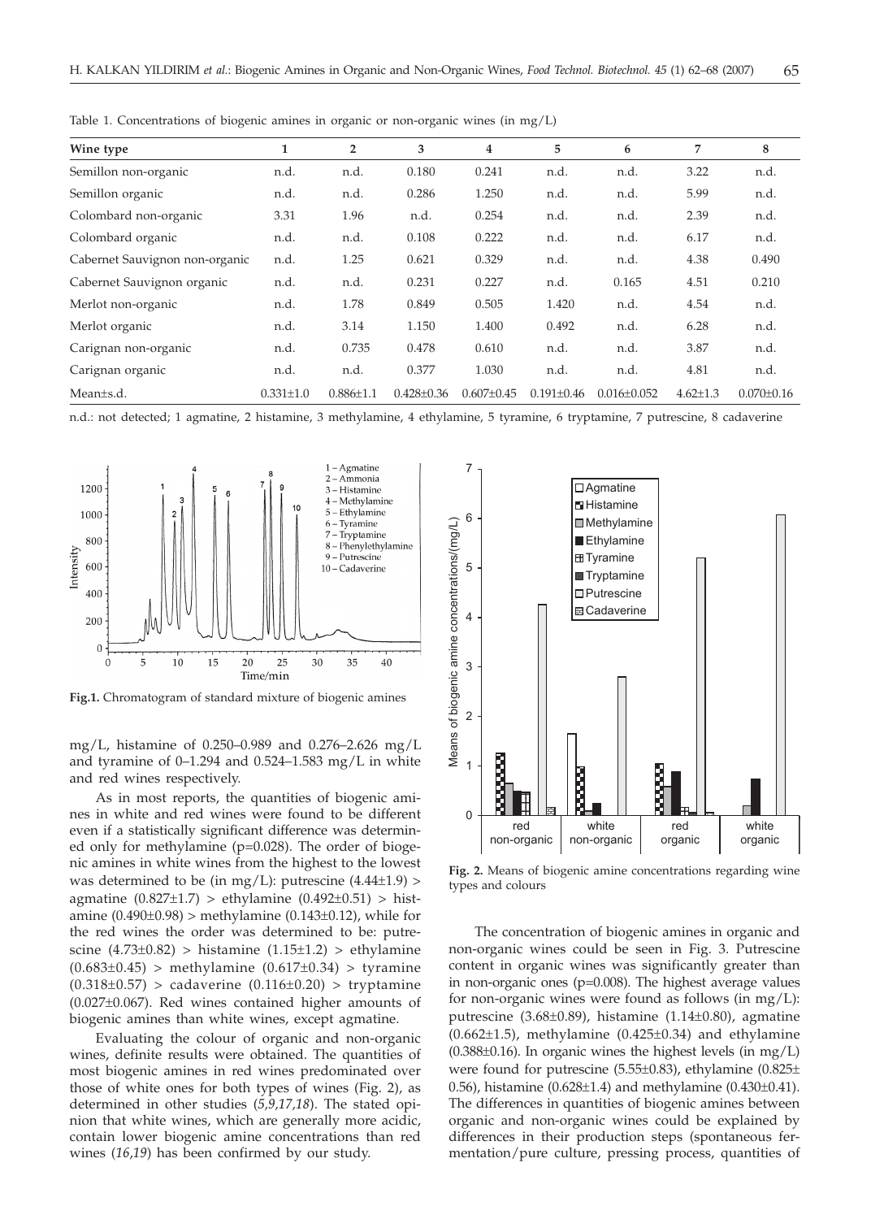Table 1. Concentrations of biogenic amines in organic or non-organic wines (in mg/L)

| Wine type | 1 | 2 | 3 | 4 | 5 | 6 | 7 | 8 |
|---|---|---|---|---|---|---|---|---|
| Semillon non-organic | n.d. | n.d. | 0.180 | 0.241 | n.d. | n.d. | 3.22 | n.d. |
| Semillon organic | n.d. | n.d. | 0.286 | 1.250 | n.d. | n.d. | 5.99 | n.d. |
| Colombard non-organic | 3.31 | 1.96 | n.d. | 0.254 | n.d. | n.d. | 2.39 | n.d. |
| Colombard organic | n.d. | n.d. | 0.108 | 0.222 | n.d. | n.d. | 6.17 | n.d. |
| Cabernet Sauvignon non-organic | n.d. | 1.25 | 0.621 | 0.329 | n.d. | n.d. | 4.38 | 0.490 |
| Cabernet Sauvignon organic | n.d. | n.d. | 0.231 | 0.227 | n.d. | 0.165 | 4.51 | 0.210 |
| Merlot non-organic | n.d. | 1.78 | 0.849 | 0.505 | 1.420 | n.d. | 4.54 | n.d. |
| Merlot organic | n.d. | 3.14 | 1.150 | 1.400 | 0.492 | n.d. | 6.28 | n.d. |
| Carignan non-organic | n.d. | 0.735 | 0.478 | 0.610 | n.d. | n.d. | 3.87 | n.d. |
| Carignan organic | n.d. | n.d. | 0.377 | 1.030 | n.d. | n.d. | 4.81 | n.d. |
| Mean±s.d. | 0.331±1.0 | 0.886±1.1 | 0.428±0.36 | 0.607±0.45 | 0.191±0.46 | 0.016±0.052 | 4.62±1.3 | 0.070±0.16 |

n.d.: not detected; 1 agmatine, 2 histamine, 3 methylamine, 4 ethylamine, 5 tyramine, 6 tryptamine, 7 putrescine, 8 cadaverine

**Fig.1.** Chromatogram of standard mixture of biogenic amines

mg/L, histamine of 0.250–0.989 and 0.276–2.626 mg/L and tyramine of 0–1.294 and 0.524–1.583 mg/L in white and red wines respectively.

As in most reports, the quantities of biogenic amines in white and red wines were found to be different even if a statistically significant difference was determined only for methylamine ($p=0.028$). The order of biogenic amines in white wines from the highest to the lowest was determined to be (in mg/L): putrescine (4.44±1.9) > agmatine (0.827±1.7) > ethylamine (0.492±0.51) > histamine (0.490±0.98) > methylamine (0.143±0.12), while for the red wines the order was determined to be: putrescine (4.73±0.82) > histamine (1.15±1.2) > ethylamine (0.683±0.45) > methylamine (0.617±0.34) > tyramine (0.318±0.57) > cadaverine (0.116±0.20) > tryptamine (0.027±0.067). Red wines contained higher amounts of biogenic amines than white wines, except agmatine.

Evaluating the colour of organic and non-organic wines, definite results were obtained. The quantities of most biogenic amines in red wines predominated over those of white ones for both types of wines (Fig. 2), as determined in other studies (*5,9,17,18*). The stated opinion that white wines, which are generally more acidic, contain lower biogenic amine concentrations than red wines (*16,19*) has been confirmed by our study.

**Fig. 2.** Means of biogenic amine concentrations regarding wine types and colours

The concentration of biogenic amines in organic and non-organic wines could be seen in Fig. 3. Putrescine content in organic wines was significantly greater than in non-organic ones ($p=0.008$). The highest average values for non-organic wines were found as follows (in mg/L): putrescine (3.68±0.89), histamine (1.14±0.80), agmatine (0.662±1.5), methylamine (0.425±0.34) and ethylamine (0.388±0.16). In organic wines the highest levels (in mg/L) were found for putrescine (5.55±0.83), ethylamine (0.825± 0.56), histamine (0.628±1.4) and methylamine (0.430±0.41). The differences in quantities of biogenic amines between organic and non-organic wines could be explained by differences in their production steps (spontaneous fermentation/pure culture, pressing process, quantities of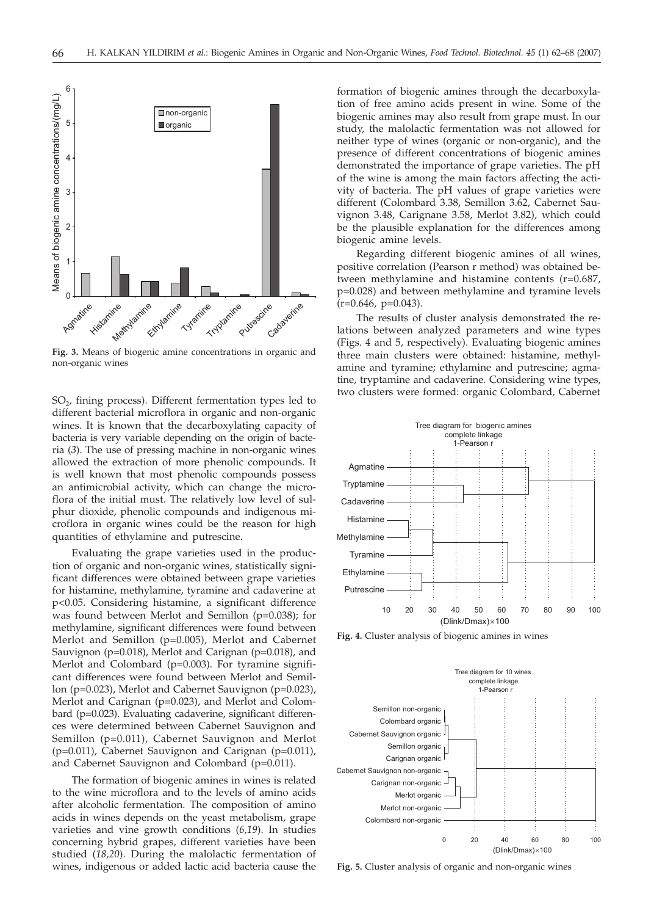Fig. 3. Means of biogenic amine concentrations in organic and non-organic wines

$SO_2$, fining process). Different fermentation types led to different bacterial microflora in organic and non-organic wines. It is known that the decarboxylating capacity of bacteria is very variable depending on the origin of bacteria (*3*). The use of pressing machine in non-organic wines allowed the extraction of more phenolic compounds. It is well known that most phenolic compounds possess an antimicrobial activity, which can change the microflora of the initial must. The relatively low level of sulphur dioxide, phenolic compounds and indigenous microflora in organic wines could be the reason for high quantities of ethylamine and putrescine.

Evaluating the grape varieties used in the production of organic and non-organic wines, statistically significant differences were obtained between grape varieties for histamine, methylamine, tyramine and cadaverine at $p<0.05$. Considering histamine, a significant difference was found between Merlot and Semillon ($p=0.038$); for methylamine, significant differences were found between Merlot and Semillon ($p=0.005$), Merlot and Cabernet Sauvignon ($p=0.018$), Merlot and Carignan ($p=0.018$), and Merlot and Colombard ($p=0.003$). For tyramine significant differences were found between Merlot and Semillon ($p=0.023$), Merlot and Cabernet Sauvignon ($p=0.023$), Merlot and Carignan ($p=0.023$), and Merlot and Colombard ($p=0.023$). Evaluating cadaverine, significant differences were determined between Cabernet Sauvignon and Semillon ($p=0.011$), Cabernet Sauvignon and Merlot ($p=0.011$), Cabernet Sauvignon and Carignan ($p=0.011$), and Cabernet Sauvignon and Colombard ($p=0.011$).

The formation of biogenic amines in wines is related to the wine microflora and to the levels of amino acids after alcoholic fermentation. The composition of amino acids in wines depends on the yeast metabolism, grape varieties and vine growth conditions (*6,19*). In studies concerning hybrid grapes, different varieties have been studied (*18,20*). During the malolactic fermentation of wines, indigenous or added lactic acid bacteria cause the formation of biogenic amines through the decarboxylation of free amino acids present in wine. Some of the biogenic amines may also result from grape must. In our study, the malolactic fermentation was not allowed for neither type of wines (organic or non-organic), and the presence of different concentrations of biogenic amines demonstrated the importance of grape varieties. The pH of the wine is among the main factors affecting the activity of bacteria. The pH values of grape varieties were different (Colombard 3.38, Semillon 3.62, Cabernet Sauvignon 3.48, Carignane 3.58, Merlot 3.82), which could be the plausible explanation for the differences among biogenic amine levels.

Regarding different biogenic amines of all wines, positive correlation (Pearson r method) was obtained between methylamine and histamine contents ($r=0.687$, $p=0.028$) and between methylamine and tyramine levels ($r=0.646$, $p=0.043$).

The results of cluster analysis demonstrated the relations between analyzed parameters and wine types (Figs. 4 and 5, respectively). Evaluating biogenic amines three main clusters were obtained: histamine, methylamine and tyramine; ethylamine and putrescine; agmatine, tryptamine and cadaverine. Considering wine types, two clusters were formed: organic Colombard, Cabernet

Fig. 4. Cluster analysis of biogenic amines in wines

Fig. 5. Cluster analysis of organic and non-organic wines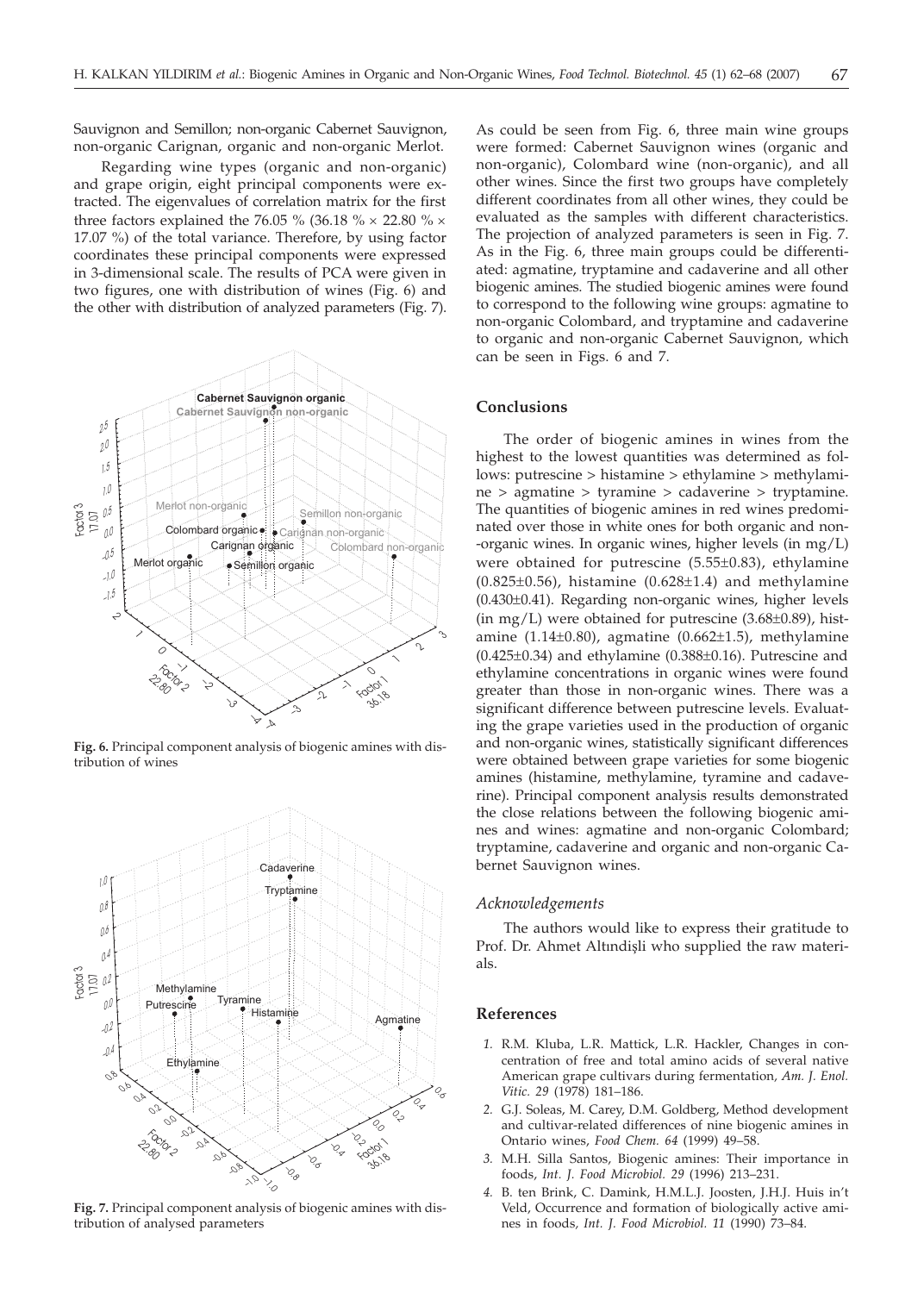Sauvignon and Semillon; non-organic Cabernet Sauvignon, non-organic Carignan, organic and non-organic Merlot.

Regarding wine types (organic and non-organic) and grape origin, eight principal components were extracted. The eigenvalues of correlation matrix for the first three factors explained the 76.05 % (36.18 % × 22.80 % × 17.07 %) of the total variance. Therefore, by using factor coordinates these principal components were expressed in 3-dimensional scale. The results of PCA were given in two figures, one with distribution of wines (Fig. 6) and the other with distribution of analyzed parameters (Fig. 7).

**Fig. 6.** Principal component analysis of biogenic amines with distribution of wines

**Fig. 7.** Principal component analysis of biogenic amines with distribution of analysed parameters

As could be seen from Fig. 6, three main wine groups were formed: Cabernet Sauvignon wines (organic and non-organic), Colombard wine (non-organic), and all other wines. Since the first two groups have completely different coordinates from all other wines, they could be evaluated as the samples with different characteristics. The projection of analyzed parameters is seen in Fig. 7. As in the Fig. 6, three main groups could be differentiated: agmatine, tryptamine and cadaverine and all other biogenic amines. The studied biogenic amines were found to correspond to the following wine groups: agmatine to non-organic Colombard, and tryptamine and cadaverine to organic and non-organic Cabernet Sauvignon, which can be seen in Figs. 6 and 7.

## Conclusions

The order of biogenic amines in wines from the highest to the lowest quantities was determined as follows: putrescine > histamine > ethylamine > methylamine > agmatine > tyramine > cadaverine > tryptamine. The quantities of biogenic amines in red wines predominated over those in white ones for both organic and non-organic wines. In organic wines, higher levels (in mg/L) were obtained for putrescine (5.55±0.83), ethylamine (0.825±0.56), histamine (0.628±1.4) and methylamine (0.430±0.41). Regarding non-organic wines, higher levels (in mg/L) were obtained for putrescine (3.68±0.89), histamine (1.14±0.80), agmatine (0.662±1.5), methylamine (0.425±0.34) and ethylamine (0.388±0.16). Putrescine and ethylamine concentrations in organic wines were found greater than those in non-organic wines. There was a significant difference between putrescine levels. Evaluating the grape varieties used in the production of organic and non-organic wines, statistically significant differences were obtained between grape varieties for some biogenic amines (histamine, methylamine, tyramine and cadaverine). Principal component analysis results demonstrated the close relations between the following biogenic amines and wines: agmatine and non-organic Colombard; tryptamine, cadaverine and organic and non-organic Cabernet Sauvignon wines.

### *Acknowledgements*

The authors would like to express their gratitude to Prof. Dr. Ahmet Altındişli who supplied the raw materials.

## References

1. R.M. Kluba, L.R. Mattick, L.R. Hackler, Changes in concentration of free and total amino acids of several native American grape cultivars during fermentation, *Am. J. Enol. Vitic. 29* (1978) 181–186.
2. G.J. Soleas, M. Carey, D.M. Goldberg, Method development and cultivar-related differences of nine biogenic amines in Ontario wines, *Food Chem. 64* (1999) 49–58.
3. M.H. Silla Santos, Biogenic amines: Their importance in foods, *Int. J. Food Microbiol. 29* (1996) 213–231.
4. B. ten Brink, C. Damink, H.M.L.J. Joosten, J.H.J. Huis in't Veld, Occurrence and formation of biologically active amines in foods, *Int. J. Food Microbiol. 11* (1990) 73–84.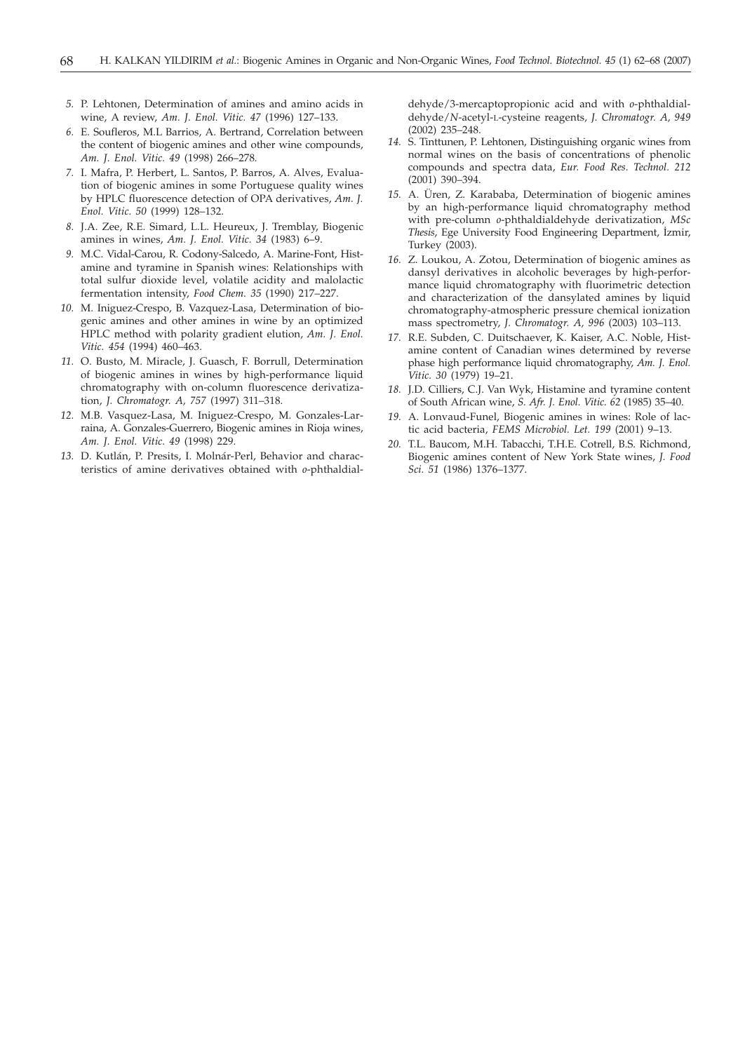5. P. Lehtonen, Determination of amines and amino acids in wine, A review, *Am. J. Enol. Vitic. 47* (1996) 127–133.
6. E. Soufleros, M.L Barrios, A. Bertrand, Correlation between the content of biogenic amines and other wine compounds, *Am. J. Enol. Vitic. 49* (1998) 266–278.
7. I. Mafra, P. Herbert, L. Santos, P. Barros, A. Alves, Evaluation of biogenic amines in some Portuguese quality wines by HPLC fluorescence detection of OPA derivatives, *Am. J. Enol. Vitic. 50* (1999) 128–132.
8. J.A. Zee, R.E. Simard, L.L. Heureux, J. Tremblay, Biogenic amines in wines, *Am. J. Enol. Vitic. 34* (1983) 6–9.
9. M.C. Vidal-Carou, R. Codony-Salcedo, A. Marine-Font, Histamine and tyramine in Spanish wines: Relationships with total sulfur dioxide level, volatile acidity and malolactic fermentation intensity, *Food Chem. 35* (1990) 217–227.
10. M. Iniguez-Crespo, B. Vazquez-Lasa, Determination of biogenic amines and other amines in wine by an optimized HPLC method with polarity gradient elution, *Am. J. Enol. Vitic. 454* (1994) 460–463.
11. O. Busto, M. Miracle, J. Guasch, F. Borrull, Determination of biogenic amines in wines by high-performance liquid chromatography with on-column fluorescence derivatization, *J. Chromatogr. A, 757* (1997) 311–318.
12. M.B. Vasquez-Lasa, M. Iniguez-Crespo, M. Gonzales-Larraina, A. Gonzales-Guerrero, Biogenic amines in Rioja wines, *Am. J. Enol. Vitic. 49* (1998) 229.
13. D. Kutlán, P. Presits, I. Molnár-Perl, Behavior and characteristics of amine derivatives obtained with *o*-phthaldialdehyde/3-mercaptopropionic acid and with *o*-phthaldialdehyde/*N*-acetyl-L-cysteine reagents, *J. Chromatogr. A, 949* (2002) 235–248.
14. S. Tinttunen, P. Lehtonen, Distinguishing organic wines from normal wines on the basis of concentrations of phenolic compounds and spectra data, *Eur. Food Res. Technol. 212* (2001) 390–394.
15. A. Üren, Z. Karababa, Determination of biogenic amines by an high-performance liquid chromatography method with pre-column *o*-phthaldialdehyde derivatization, *MSc Thesis*, Ege University Food Engineering Department, İzmir, Turkey (2003).
16. Z. Loukou, A. Zotou, Determination of biogenic amines as dansyl derivatives in alcoholic beverages by high-performance liquid chromatography with fluorimetric detection and characterization of the dansylated amines by liquid chromatography-atmospheric pressure chemical ionization mass spectrometry, *J. Chromatogr. A, 996* (2003) 103–113.
17. R.E. Subden, C. Duitschaever, K. Kaiser, A.C. Noble, Histamine content of Canadian wines determined by reverse phase high performance liquid chromatography, *Am. J. Enol. Vitic. 30* (1979) 19–21.
18. J.D. Cilliers, C.J. Van Wyk, Histamine and tyramine content of South African wine, *S. Afr. J. Enol. Vitic. 62* (1985) 35–40.
19. A. Lonvaud-Funel, Biogenic amines in wines: Role of lactic acid bacteria, *FEMS Microbiol. Let. 199* (2001) 9–13.
20. T.L. Baucom, M.H. Tabacchi, T.H.E. Cotrell, B.S. Richmond, Biogenic amines content of New York State wines, *J. Food Sci. 51* (1986) 1376–1377.